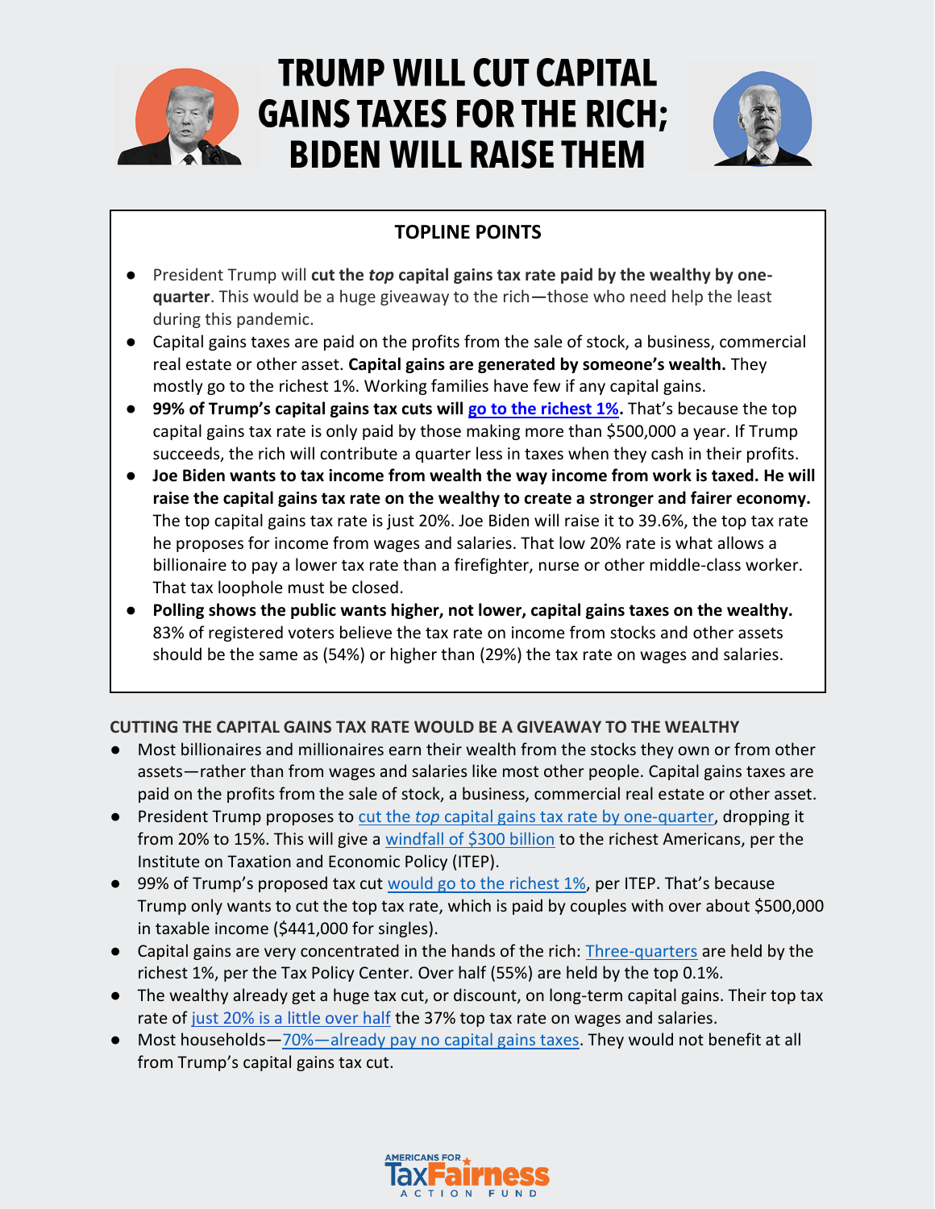# TRUMP WILL CUT CAPITAL GAINS TAXES FOR THE RICH; BIDEN WILL RAISE THEM

## TOPLINE POINTS

- President Trump will **cut the *top* capital gains tax rate paid by the wealthy by one-quarter**. This would be a huge giveaway to the rich—those who need help the least during this pandemic.
- Capital gains taxes are paid on the profits from the sale of stock, a business, commercial real estate or other asset. **Capital gains are generated by someone's wealth.** They mostly go to the richest 1%. Working families have few if any capital gains.
- **99% of Trump's capital gains tax cuts will go to the richest 1%.** That's because the top capital gains tax rate is only paid by those making more than $500,000 a year. If Trump succeeds, the rich will contribute a quarter less in taxes when they cash in their profits.
- **Joe Biden wants to tax income from wealth the way income from work is taxed. He will raise the capital gains tax rate on the wealthy to create a stronger and fairer economy.** The top capital gains tax rate is just 20%. Joe Biden will raise it to 39.6%, the top tax rate he proposes for income from wages and salaries. That low 20% rate is what allows a billionaire to pay a lower tax rate than a firefighter, nurse or other middle-class worker. That tax loophole must be closed.
- **Polling shows the public wants higher, not lower, capital gains taxes on the wealthy.** 83% of registered voters believe the tax rate on income from stocks and other assets should be the same as (54%) or higher than (29%) the tax rate on wages and salaries.

## CUTTING THE CAPITAL GAINS TAX RATE WOULD BE A GIVEAWAY TO THE WEALTHY

- Most billionaires and millionaires earn their wealth from the stocks they own or from other assets—rather than from wages and salaries like most other people. Capital gains taxes are paid on the profits from the sale of stock, a business, commercial real estate or other asset.
- President Trump proposes to cut the *top* capital gains tax rate by one-quarter, dropping it from 20% to 15%. This will give a windfall of $300 billion to the richest Americans, per the Institute on Taxation and Economic Policy (ITEP).
- 99% of Trump's proposed tax cut would go to the richest 1%, per ITEP. That's because Trump only wants to cut the top tax rate, which is paid by couples with over about $500,000 in taxable income ($441,000 for singles).
- Capital gains are very concentrated in the hands of the rich: Three-quarters are held by the richest 1%, per the Tax Policy Center. Over half (55%) are held by the top 0.1%.
- The wealthy already get a huge tax cut, or discount, on long-term capital gains. Their top tax rate of just 20% is a little over half the 37% top tax rate on wages and salaries.
- Most households—70%—already pay no capital gains taxes. They would not benefit at all from Trump's capital gains tax cut.

AMERICANS FOR TaxFairness ACTION FUND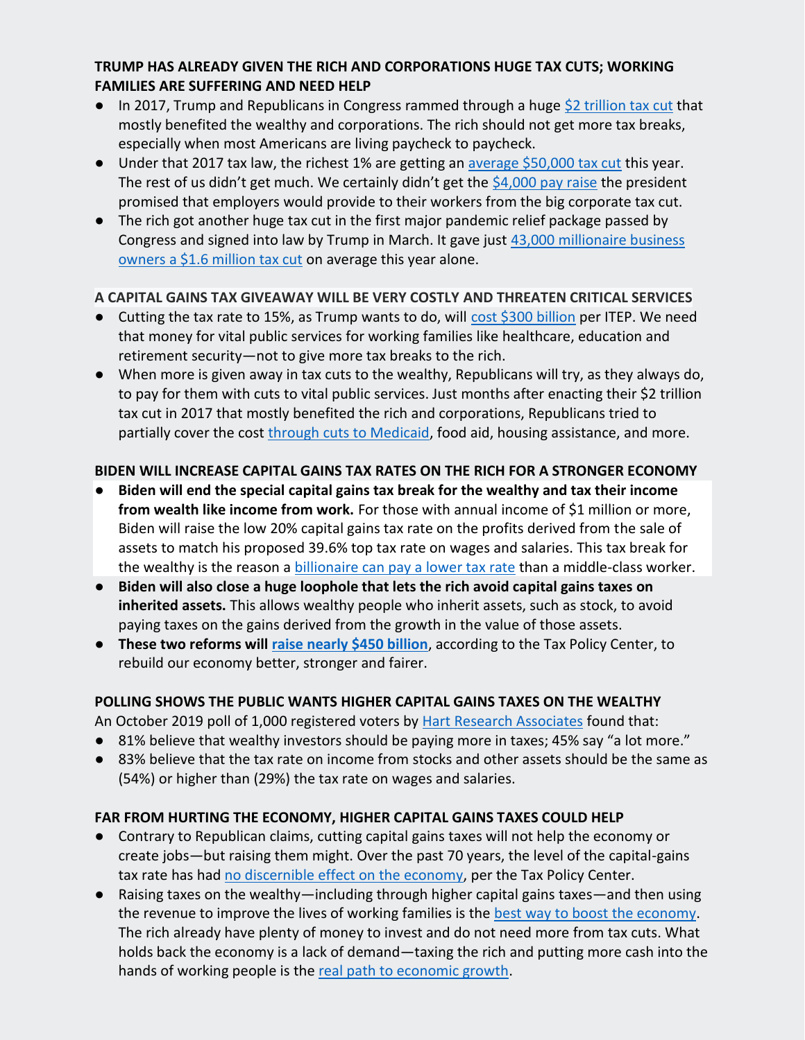**TRUMP HAS ALREADY GIVEN THE RICH AND CORPORATIONS HUGE TAX CUTS; WORKING FAMILIES ARE SUFFERING AND NEED HELP**

- In 2017, Trump and Republicans in Congress rammed through a huge $2 trillion tax cut that mostly benefited the wealthy and corporations. The rich should not get more tax breaks, especially when most Americans are living paycheck to paycheck.
- Under that 2017 tax law, the richest 1% are getting an average $50,000 tax cut this year. The rest of us didn't get much. We certainly didn't get the $4,000 pay raise the president promised that employers would provide to their workers from the big corporate tax cut.
- The rich got another huge tax cut in the first major pandemic relief package passed by Congress and signed into law by Trump in March. It gave just 43,000 millionaire business owners a $1.6 million tax cut on average this year alone.

**A CAPITAL GAINS TAX GIVEAWAY WILL BE VERY COSTLY AND THREATEN CRITICAL SERVICES**

- Cutting the tax rate to 15%, as Trump wants to do, will cost $300 billion per ITEP. We need that money for vital public services for working families like healthcare, education and retirement security—not to give more tax breaks to the rich.
- When more is given away in tax cuts to the wealthy, Republicans will try, as they always do, to pay for them with cuts to vital public services. Just months after enacting their $2 trillion tax cut in 2017 that mostly benefited the rich and corporations, Republicans tried to partially cover the cost through cuts to Medicaid, food aid, housing assistance, and more.

**BIDEN WILL INCREASE CAPITAL GAINS TAX RATES ON THE RICH FOR A STRONGER ECONOMY**

- **Biden will end the special capital gains tax break for the wealthy and tax their income from wealth like income from work.** For those with annual income of $1 million or more, Biden will raise the low 20% capital gains tax rate on the profits derived from the sale of assets to match his proposed 39.6% top tax rate on wages and salaries. This tax break for the wealthy is the reason a billionaire can pay a lower tax rate than a middle-class worker.
- **Biden will also close a huge loophole that lets the rich avoid capital gains taxes on inherited assets.** This allows wealthy people who inherit assets, such as stock, to avoid paying taxes on the gains derived from the growth in the value of those assets.
- **These two reforms will raise nearly $450 billion**, according to the Tax Policy Center, to rebuild our economy better, stronger and fairer.

**POLLING SHOWS THE PUBLIC WANTS HIGHER CAPITAL GAINS TAXES ON THE WEALTHY**

An October 2019 poll of 1,000 registered voters by Hart Research Associates found that:

- 81% believe that wealthy investors should be paying more in taxes; 45% say "a lot more."
- 83% believe that the tax rate on income from stocks and other assets should be the same as (54%) or higher than (29%) the tax rate on wages and salaries.

**FAR FROM HURTING THE ECONOMY, HIGHER CAPITAL GAINS TAXES COULD HELP**

- Contrary to Republican claims, cutting capital gains taxes will not help the economy or create jobs—but raising them might. Over the past 70 years, the level of the capital-gains tax rate has had no discernible effect on the economy, per the Tax Policy Center.
- Raising taxes on the wealthy—including through higher capital gains taxes—and then using the revenue to improve the lives of working families is the best way to boost the economy. The rich already have plenty of money to invest and do not need more from tax cuts. What holds back the economy is a lack of demand—taxing the rich and putting more cash into the hands of working people is the real path to economic growth.